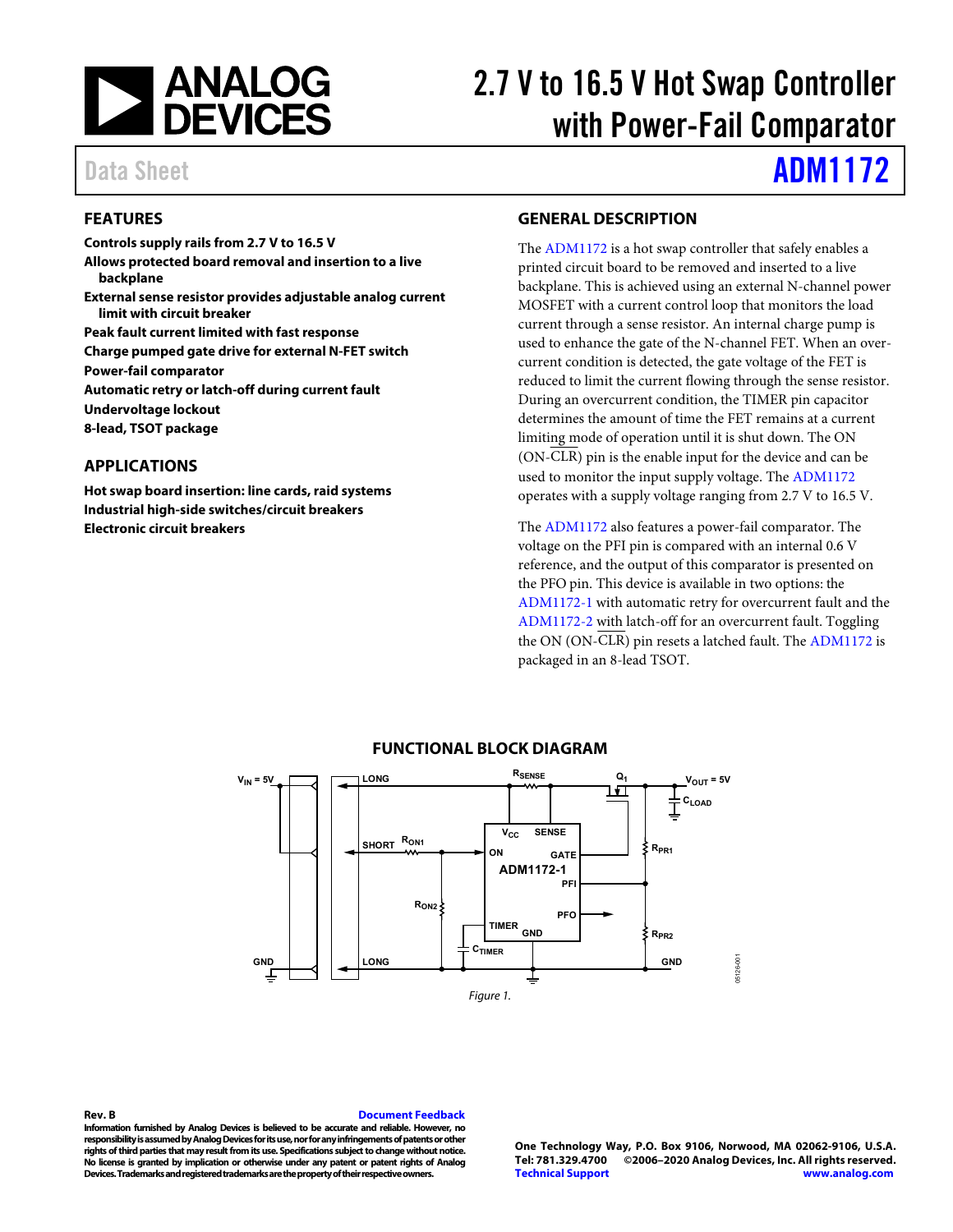# 2.7 V to 16.5 V Hot Swap Controller with Power-Fail Comparator

Data Sheet **ADM1172**

## FEATURES

**Controls supply rails from 2.7 V to 16.5 V**
**Allows protected board removal and insertion to a live backplane**
**External sense resistor provides adjustable analog current limit with circuit breaker**
**Peak fault current limited with fast response**
**Charge pumped gate drive for external N-FET switch**
**Power-fail comparator**
**Automatic retry or latch-off during current fault**
**Undervoltage lockout**
**8-lead, TSOT package**

## APPLICATIONS

**Hot swap board insertion: line cards, raid systems**
**Industrial high-side switches/circuit breakers**
**Electronic circuit breakers**

## GENERAL DESCRIPTION

The ADM1172 is a hot swap controller that safely enables a printed circuit board to be removed and inserted to a live backplane. This is achieved using an external N-channel power MOSFET with a current control loop that monitors the load current through a sense resistor. An internal charge pump is used to enhance the gate of the N-channel FET. When an overcurrent condition is detected, the gate voltage of the FET is reduced to limit the current flowing through the sense resistor. During an overcurrent condition, the TIMER pin capacitor determines the amount of time the FET remains at a current limiting mode of operation until it is shut down. The ON (ON-$\overline{\text{CLR}}$) pin is the enable input for the device and can be used to monitor the input supply voltage. The ADM1172 operates with a supply voltage ranging from 2.7 V to 16.5 V.

The ADM1172 also features a power-fail comparator. The voltage on the PFI pin is compared with an internal 0.6 V reference, and the output of this comparator is presented on the PFO pin. This device is available in two options: the ADM1172-1 with automatic retry for overcurrent fault and the ADM1172-2 with latch-off for an overcurrent fault. Toggling the ON (ON-$\overline{\text{CLR}}$) pin resets a latched fault. The ADM1172 is packaged in an 8-lead TSOT.

## FUNCTIONAL BLOCK DIAGRAM

Figure 1.

**Rev. B**

Information furnished by Analog Devices is believed to be accurate and reliable. However, no responsibility is assumed by Analog Devices for its use, nor for any infringements of patents or other rights of third parties that may result from its use. Specifications subject to change without notice. No license is granted by implication or otherwise under any patent or patent rights of Analog Devices. Trademarks and registered trademarks are the property of their respective owners.

One Technology Way, P.O. Box 9106, Norwood, MA 02062-9106, U.S.A.
Tel: 781.329.4700 ©2006–2020 Analog Devices, Inc. All rights reserved.
Technical Support www.analog.com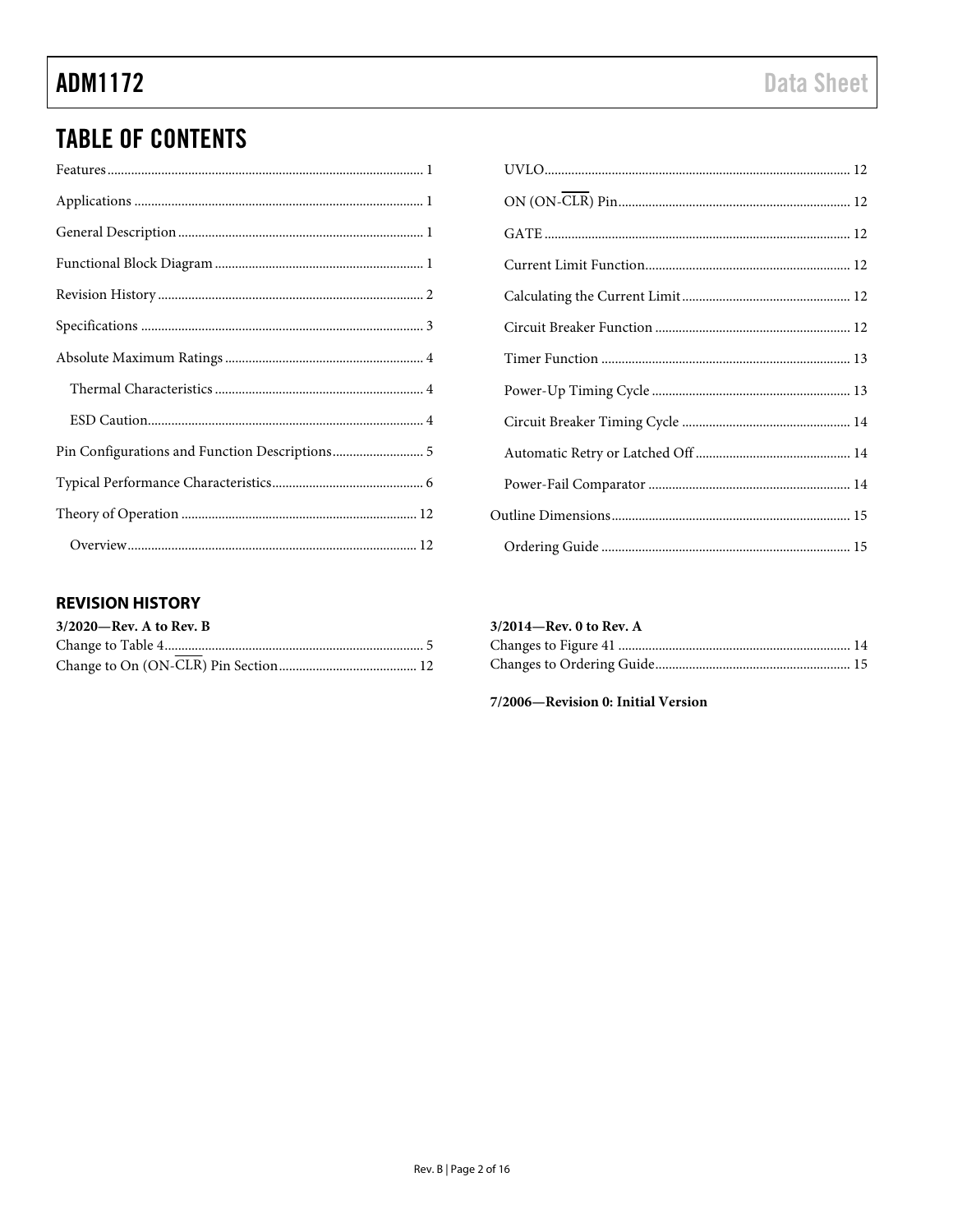## TABLE OF CONTENTS

Features ... 1
Applications ... 1
General Description ... 1
Functional Block Diagram ... 1
Revision History ... 2
Specifications ... 3
Absolute Maximum Ratings ... 4
- Thermal Characteristics ... 4
- ESD Caution ... 4

Pin Configurations and Function Descriptions ... 5
Typical Performance Characteristics ... 6
Theory of Operation ... 12
- Overview ... 12
- UVLO ... 12
- ON (ON-$\overline{\text{CLR}}$) Pin ... 12
- GATE ... 12
- Current Limit Function ... 12
- Calculating the Current Limit ... 12
- Circuit Breaker Function ... 12
- Timer Function ... 13
- Power-Up Timing Cycle ... 13
- Circuit Breaker Timing Cycle ... 14
- Automatic Retry or Latched Off ... 14
- Power-Fail Comparator ... 14

Outline Dimensions ... 15
- Ordering Guide ... 15

### REVISION HISTORY

**3/2020—Rev. A to Rev. B**

Change to Table 4 ... 5
Change to On (ON-$\overline{\text{CLR}}$) Pin Section ... 12

**3/2014—Rev. 0 to Rev. A**

Changes to Figure 41 ... 14
Changes to Ordering Guide ... 15

**7/2006—Revision 0: Initial Version**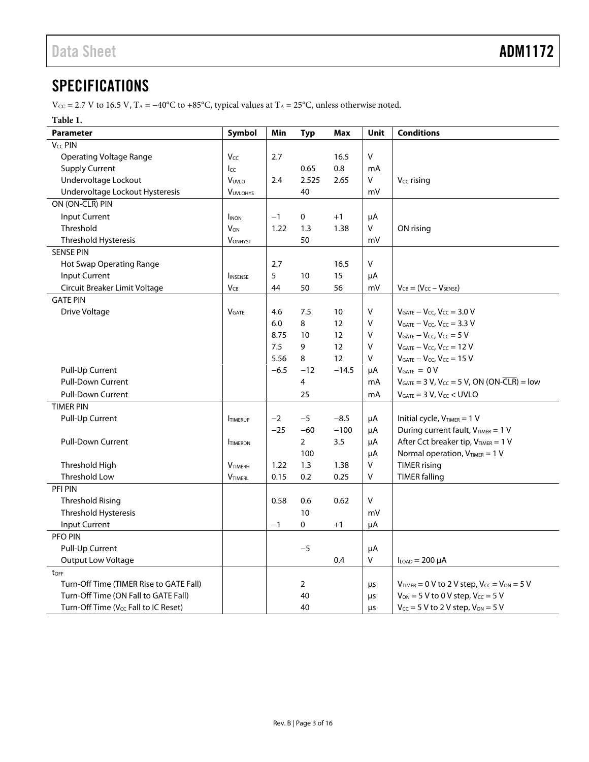## SPECIFICATIONS

$V_{CC}$ = 2.7 V to 16.5 V, $T_A$ = −40°C to +85°C, typical values at $T_A$ = 25°C, unless otherwise noted.

**Table 1.**

| Parameter | Symbol | Min | Typ | Max | Unit | Conditions |
|---|---|---|---|---|---|---|
| $V_{CC}$ PIN | | | | | | |
| Operating Voltage Range | $V_{CC}$ | 2.7 | | 16.5 | V | |
| Supply Current | $I_{CC}$ | | 0.65 | 0.8 | mA | |
| Undervoltage Lockout | $V_{UVLO}$ | 2.4 | 2.525 | 2.65 | V | $V_{CC}$ rising |
| Undervoltage Lockout Hysteresis | $V_{UVLOHYS}$ | | 40 | | mV | |
| ON (ON-$\overline{CLR}$) PIN | | | | | | |
| Input Current | $I_{INON}$ | −1 | 0 | +1 | μA | |
| Threshold | $V_{ON}$ | 1.22 | 1.3 | 1.38 | V | ON rising |
| Threshold Hysteresis | $V_{ONHYST}$ | | 50 | | mV | |
| SENSE PIN | | | | | | |
| Hot Swap Operating Range | | 2.7 | | 16.5 | V | |
| Input Current | $I_{INSENSE}$ | 5 | 10 | 15 | μA | |
| Circuit Breaker Limit Voltage | $V_{CB}$ | 44 | 50 | 56 | mV | $V_{CB} = (V_{CC} - V_{SENSE})$ |
| GATE PIN | | | | | | |
| Drive Voltage | $V_{GATE}$ | 4.6 | 7.5 | 10 | V | $V_{GATE} - V_{CC}$, $V_{CC}$ = 3.0 V |
| | | 6.0 | 8 | 12 | V | $V_{GATE} - V_{CC}$, $V_{CC}$ = 3.3 V |
| | | 8.75 | 10 | 12 | V | $V_{GATE} - V_{CC}$, $V_{CC}$ = 5 V |
| | | 7.5 | 9 | 12 | V | $V_{GATE} - V_{CC}$, $V_{CC}$ = 12 V |
| | | 5.56 | 8 | 12 | V | $V_{GATE} - V_{CC}$, $V_{CC}$ = 15 V |
| Pull-Up Current | | −6.5 | −12 | −14.5 | μA | $V_{GATE}$ = 0 V |
| Pull-Down Current | | | 4 | | mA | $V_{GATE}$ = 3 V, $V_{CC}$ = 5 V, ON (ON-$\overline{CLR}$) = low |
| Pull-Down Current | | | 25 | | mA | $V_{GATE}$ = 3 V, $V_{CC}$ < UVLO |
| TIMER PIN | | | | | | |
| Pull-Up Current | $I_{TIMERUP}$ | −2 | −5 | −8.5 | μA | Initial cycle, $V_{TIMER}$ = 1 V |
| | | −25 | −60 | −100 | μA | During current fault, $V_{TIMER}$ = 1 V |
| Pull-Down Current | $I_{TIMERDN}$ | | 2 | 3.5 | μA | After Cct breaker tip, $V_{TIMER}$ = 1 V |
| | | | 100 | | μA | Normal operation, $V_{TIMER}$ = 1 V |
| Threshold High | $V_{TIMERH}$ | 1.22 | 1.3 | 1.38 | V | TIMER rising |
| Threshold Low | $V_{TIMERL}$ | 0.15 | 0.2 | 0.25 | V | TIMER falling |
| PFI PIN | | | | | | |
| Threshold Rising | | 0.58 | 0.6 | 0.62 | V | |
| Threshold Hysteresis | | | 10 | | mV | |
| Input Current | | −1 | 0 | +1 | μA | |
| PFO PIN | | | | | | |
| Pull-Up Current | | | −5 | | μA | |
| Output Low Voltage | | | | 0.4 | V | $I_{LOAD}$ = 200 μA |
| $t_{OFF}$ | | | | | | |
| Turn-Off Time (TIMER Rise to GATE Fall) | | | 2 | | μs | $V_{TIMER}$ = 0 V to 2 V step, $V_{CC} = V_{ON}$ = 5 V |
| Turn-Off Time (ON Fall to GATE Fall) | | | 40 | | μs | $V_{ON}$ = 5 V to 0 V step, $V_{CC}$ = 5 V |
| Turn-Off Time ($V_{CC}$ Fall to IC Reset) | | | 40 | | μs | $V_{CC}$ = 5 V to 2 V step, $V_{ON}$ = 5 V |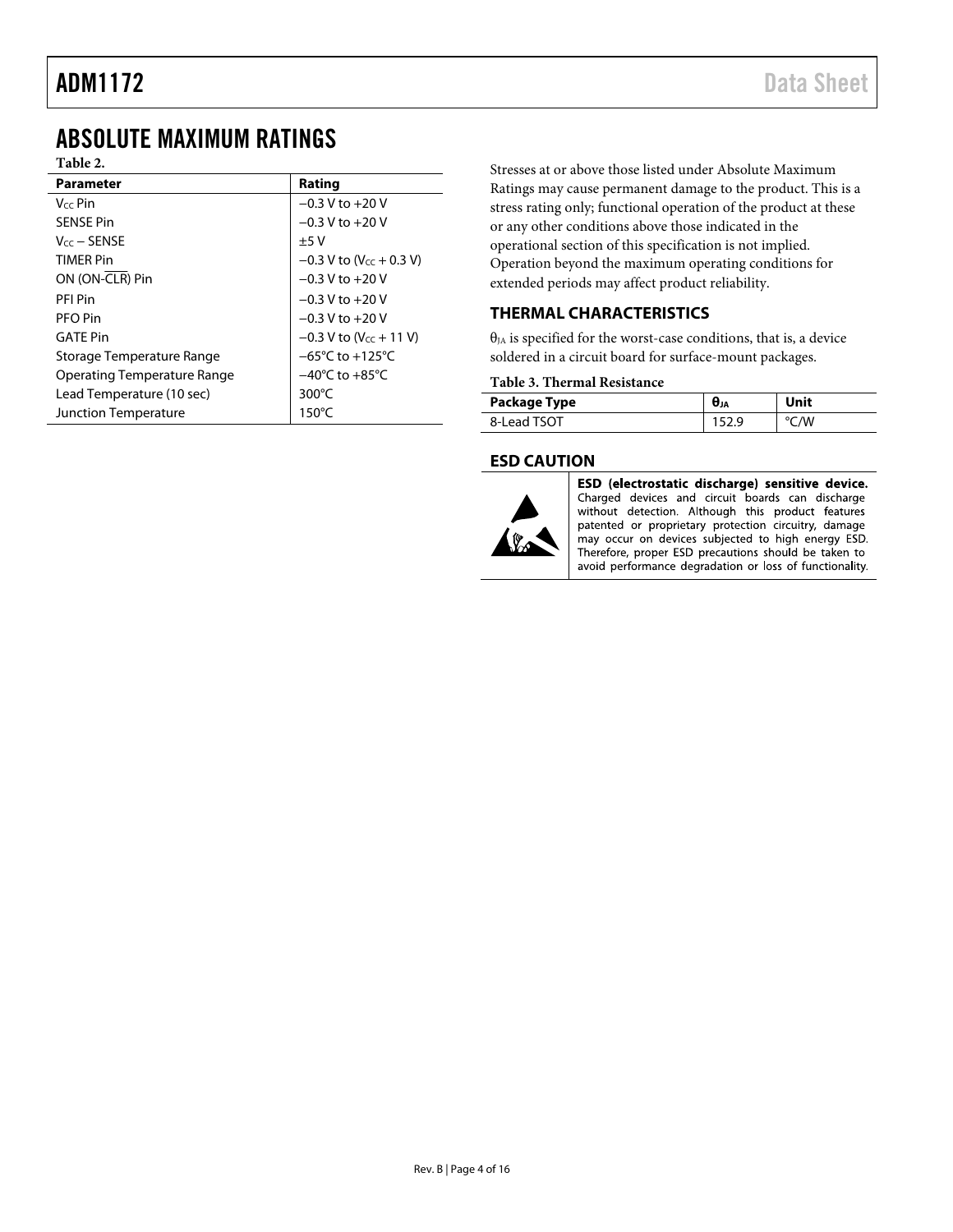# ABSOLUTE MAXIMUM RATINGS

**Table 2.**

| Parameter | Rating |
|---|---|
| $V_{CC}$ Pin | −0.3 V to +20 V |
| SENSE Pin | −0.3 V to +20 V |
| $V_{CC}$ − SENSE | ±5 V |
| TIMER Pin | −0.3 V to ($V_{CC}$ + 0.3 V) |
| ON (ON-$\overline{\text{CLR}}$) Pin | −0.3 V to +20 V |
| PFI Pin | −0.3 V to +20 V |
| PFO Pin | −0.3 V to +20 V |
| GATE Pin | −0.3 V to ($V_{CC}$ + 11 V) |
| Storage Temperature Range | −65°C to +125°C |
| Operating Temperature Range | −40°C to +85°C |
| Lead Temperature (10 sec) | 300°C |
| Junction Temperature | 150°C |

Stresses at or above those listed under Absolute Maximum Ratings may cause permanent damage to the product. This is a stress rating only; functional operation of the product at these or any other conditions above those indicated in the operational section of this specification is not implied. Operation beyond the maximum operating conditions for extended periods may affect product reliability.

## THERMAL CHARACTERISTICS

$\theta_{JA}$ is specified for the worst-case conditions, that is, a device soldered in a circuit board for surface-mount packages.

**Table 3. Thermal Resistance**

| Package Type | $\theta_{JA}$ | Unit |
|---|---|---|
| 8-Lead TSOT | 152.9 | °C/W |

## ESD CAUTION

**ESD (electrostatic discharge) sensitive device.** Charged devices and circuit boards can discharge without detection. Although this product features patented or proprietary protection circuitry, damage may occur on devices subjected to high energy ESD. Therefore, proper ESD precautions should be taken to avoid performance degradation or loss of functionality.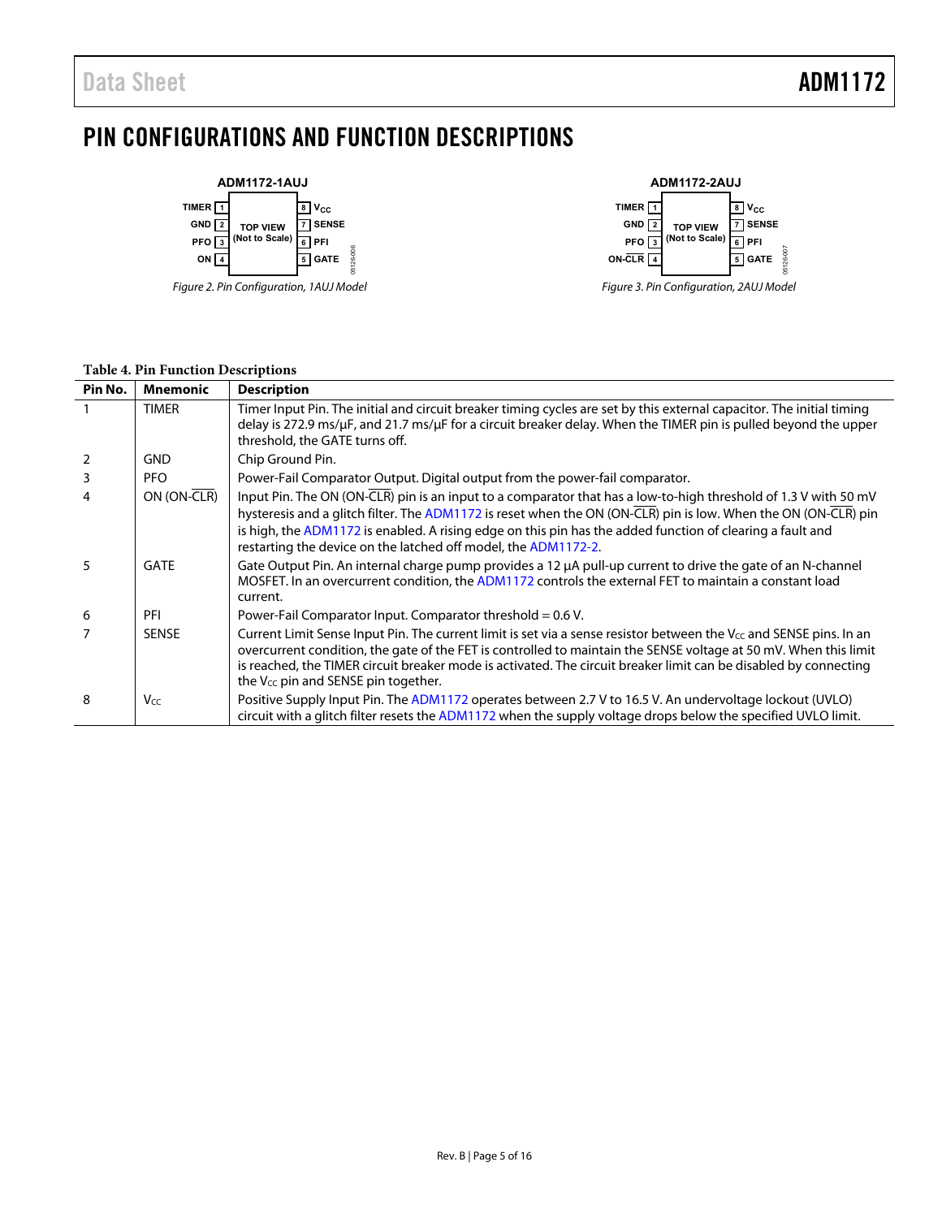# PIN CONFIGURATIONS AND FUNCTION DESCRIPTIONS

Figure 2. Pin Configuration, 1AUJ Model

Figure 3. Pin Configuration, 2AUJ Model

**Table 4. Pin Function Descriptions**

| Pin No. | Mnemonic | Description |
|---|---|---|
| 1 | TIMER | Timer Input Pin. The initial and circuit breaker timing cycles are set by this external capacitor. The initial timing delay is 272.9 ms/μF, and 21.7 ms/μF for a circuit breaker delay. When the TIMER pin is pulled beyond the upper threshold, the GATE turns off. |
| 2 | GND | Chip Ground Pin. |
| 3 | PFO | Power-Fail Comparator Output. Digital output from the power-fail comparator. |
| 4 | ON (ON-$\overline{CLR}$) | Input Pin. The ON (ON-$\overline{CLR}$) pin is an input to a comparator that has a low-to-high threshold of 1.3 V with 50 mV hysteresis and a glitch filter. The ADM1172 is reset when the ON (ON-$\overline{CLR}$) pin is low. When the ON (ON-$\overline{CLR}$) pin is high, the ADM1172 is enabled. A rising edge on this pin has the added function of clearing a fault and restarting the device on the latched off model, the ADM1172-2. |
| 5 | GATE | Gate Output Pin. An internal charge pump provides a 12 μA pull-up current to drive the gate of an N-channel MOSFET. In an overcurrent condition, the ADM1172 controls the external FET to maintain a constant load current. |
| 6 | PFI | Power-Fail Comparator Input. Comparator threshold = 0.6 V. |
| 7 | SENSE | Current Limit Sense Input Pin. The current limit is set via a sense resistor between the $V_{CC}$ and SENSE pins. In an overcurrent condition, the gate of the FET is controlled to maintain the SENSE voltage at 50 mV. When this limit is reached, the TIMER circuit breaker mode is activated. The circuit breaker limit can be disabled by connecting the $V_{CC}$ pin and SENSE pin together. |
| 8 | $V_{CC}$ | Positive Supply Input Pin. The ADM1172 operates between 2.7 V to 16.5 V. An undervoltage lockout (UVLO) circuit with a glitch filter resets the ADM1172 when the supply voltage drops below the specified UVLO limit. |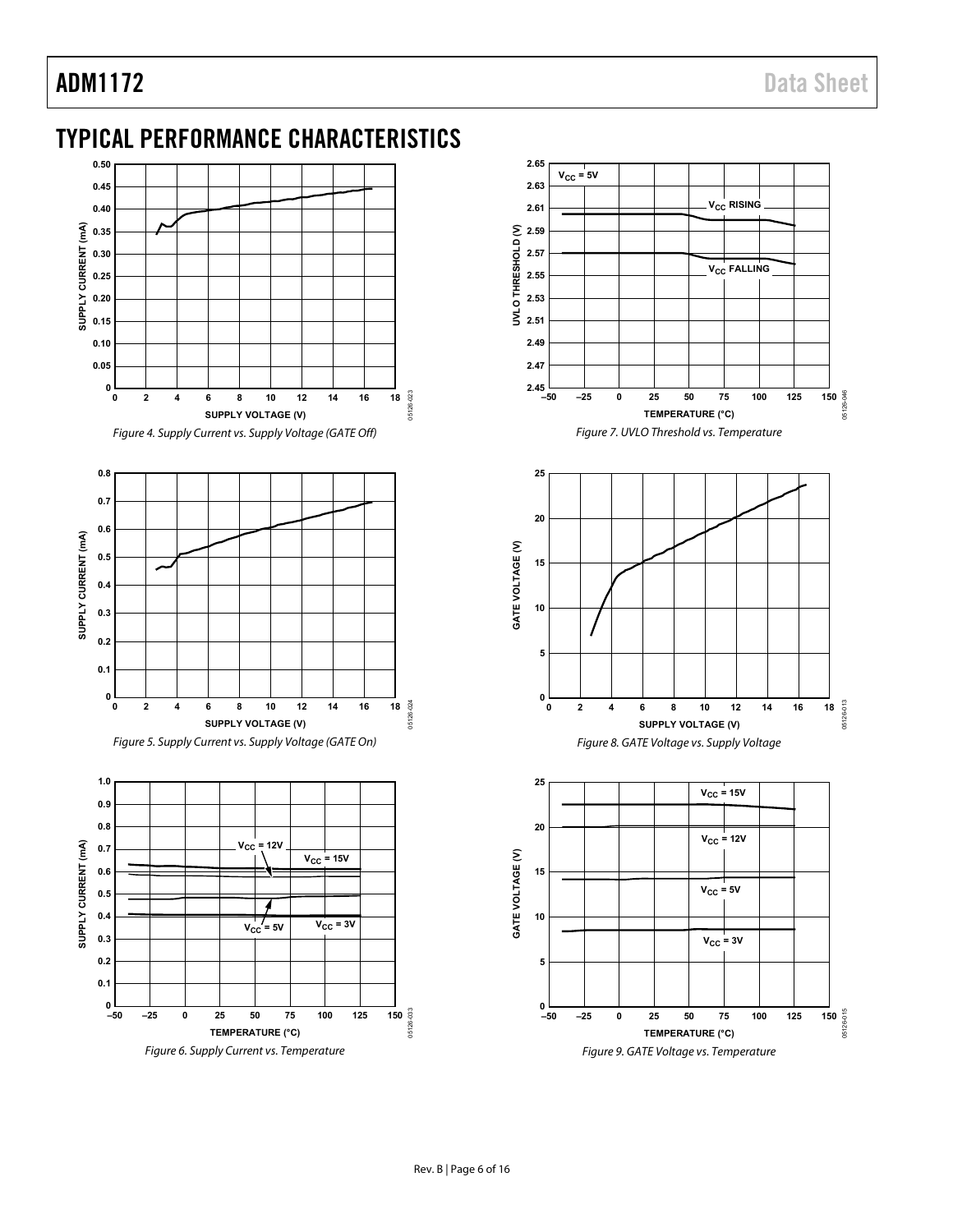# TYPICAL PERFORMANCE CHARACTERISTICS

Figure 4. Supply Current vs. Supply Voltage (GATE Off)

Figure 5. Supply Current vs. Supply Voltage (GATE On)

Figure 6. Supply Current vs. Temperature

Figure 7. UVLO Threshold vs. Temperature

Figure 8. GATE Voltage vs. Supply Voltage

Figure 9. GATE Voltage vs. Temperature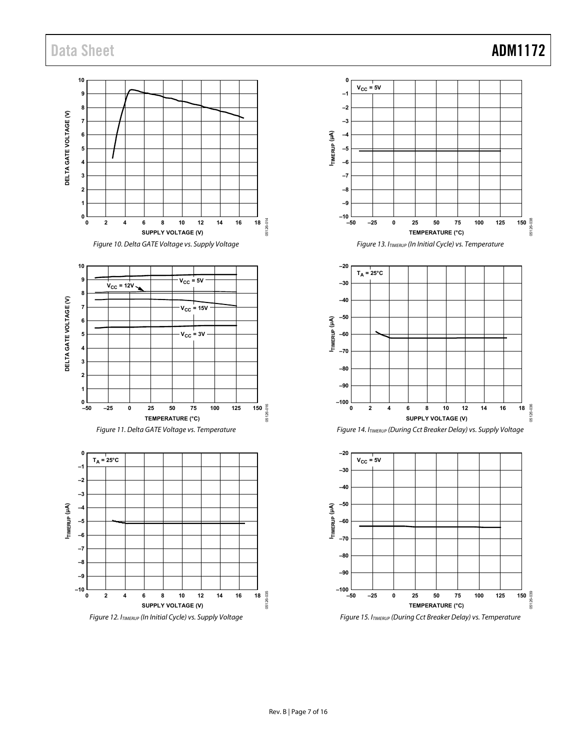Figure 10. Delta GATE Voltage vs. Supply Voltage

Figure 11. Delta GATE Voltage vs. Temperature

Figure 12. $I_{TIMERUP}$ (In Initial Cycle) vs. Supply Voltage

Figure 13. $I_{TIMERUP}$ (In Initial Cycle) vs. Temperature

Figure 14. $I_{TIMERUP}$ (During Cct Breaker Delay) vs. Supply Voltage

Figure 15. $I_{TIMERUP}$ (During Cct Breaker Delay) vs. Temperature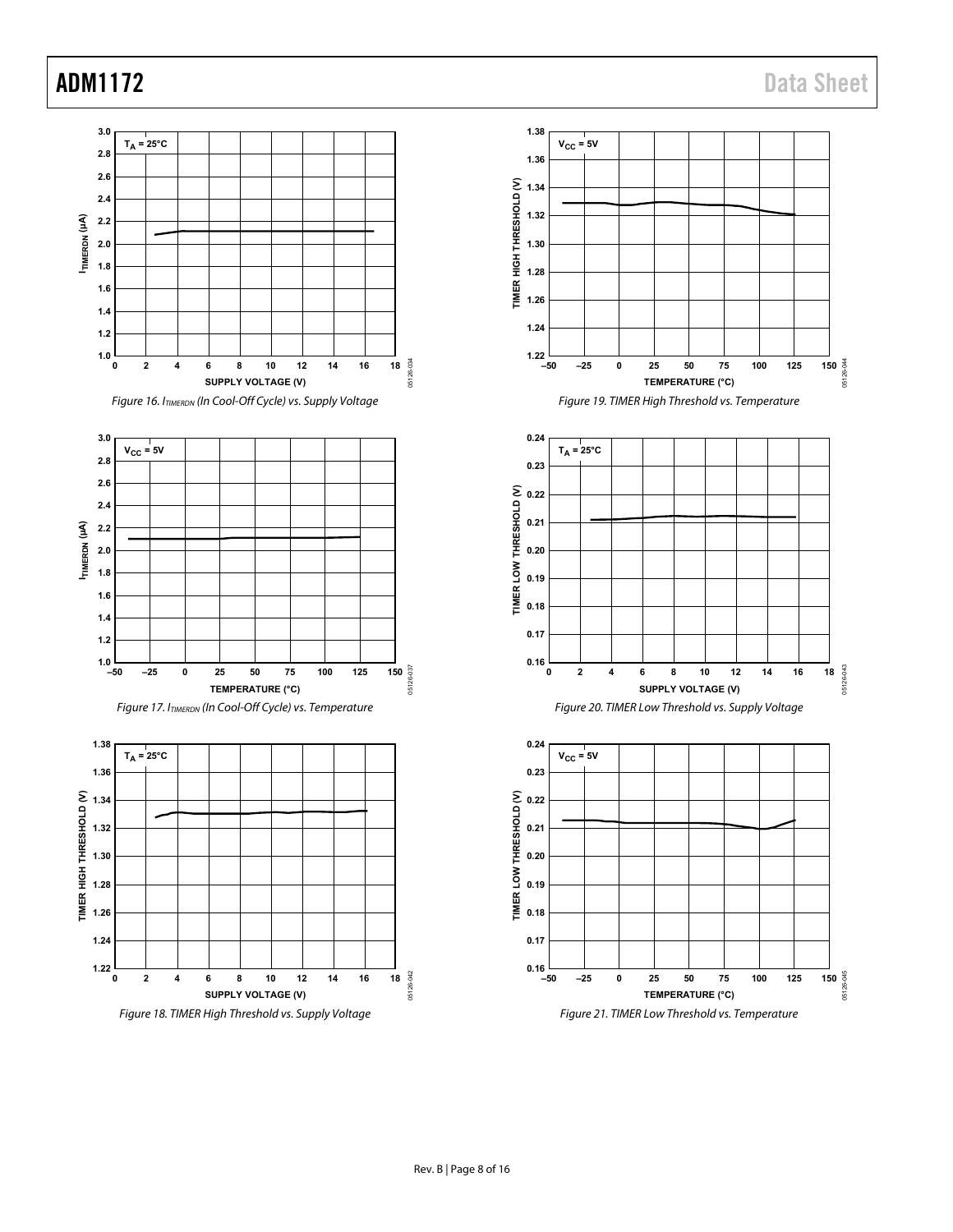Figure 16. $I_{TIMERDN}$ (In Cool-Off Cycle) vs. Supply Voltage

Figure 17. $I_{TIMERDN}$ (In Cool-Off Cycle) vs. Temperature

Figure 18. TIMER High Threshold vs. Supply Voltage

Figure 19. TIMER High Threshold vs. Temperature

Figure 20. TIMER Low Threshold vs. Supply Voltage

Figure 21. TIMER Low Threshold vs. Temperature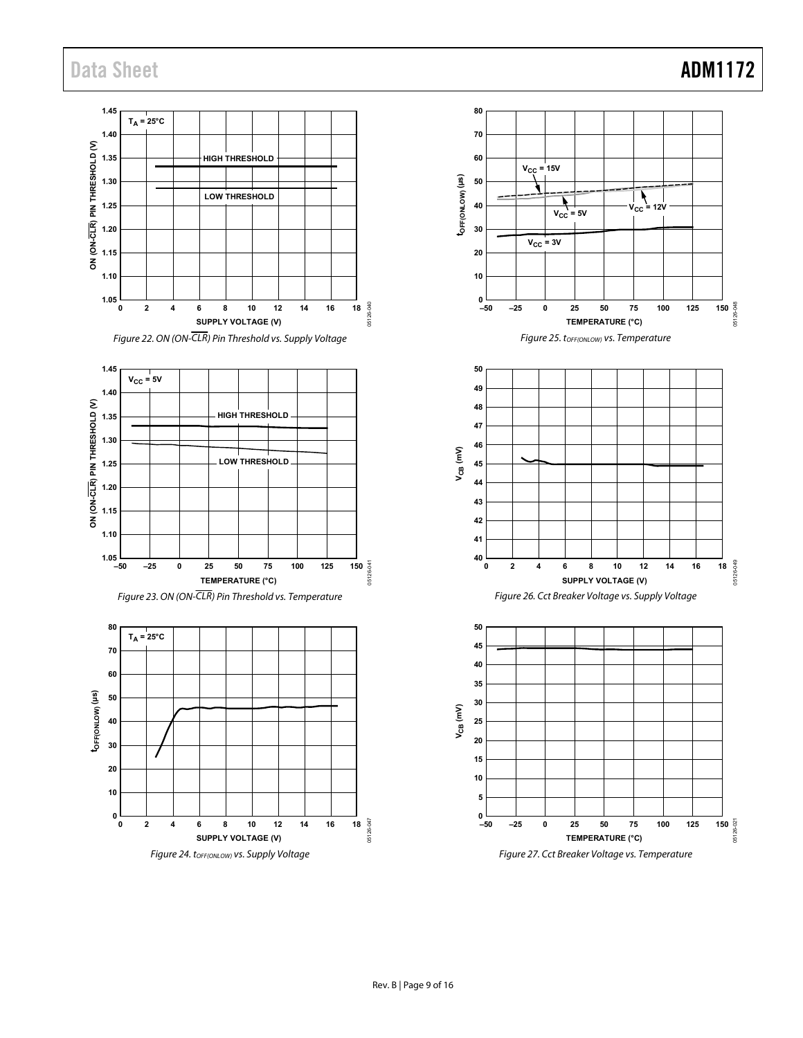Figure 22. ON (ON-$\overline{CLR}$) Pin Threshold vs. Supply Voltage

Figure 23. ON (ON-$\overline{CLR}$) Pin Threshold vs. Temperature

Figure 24. $t_{OFF(ONLOW)}$ vs. Supply Voltage

Figure 25. $t_{OFF(ONLOW)}$ vs. Temperature

Figure 26. Cct Breaker Voltage vs. Supply Voltage

Figure 27. Cct Breaker Voltage vs. Temperature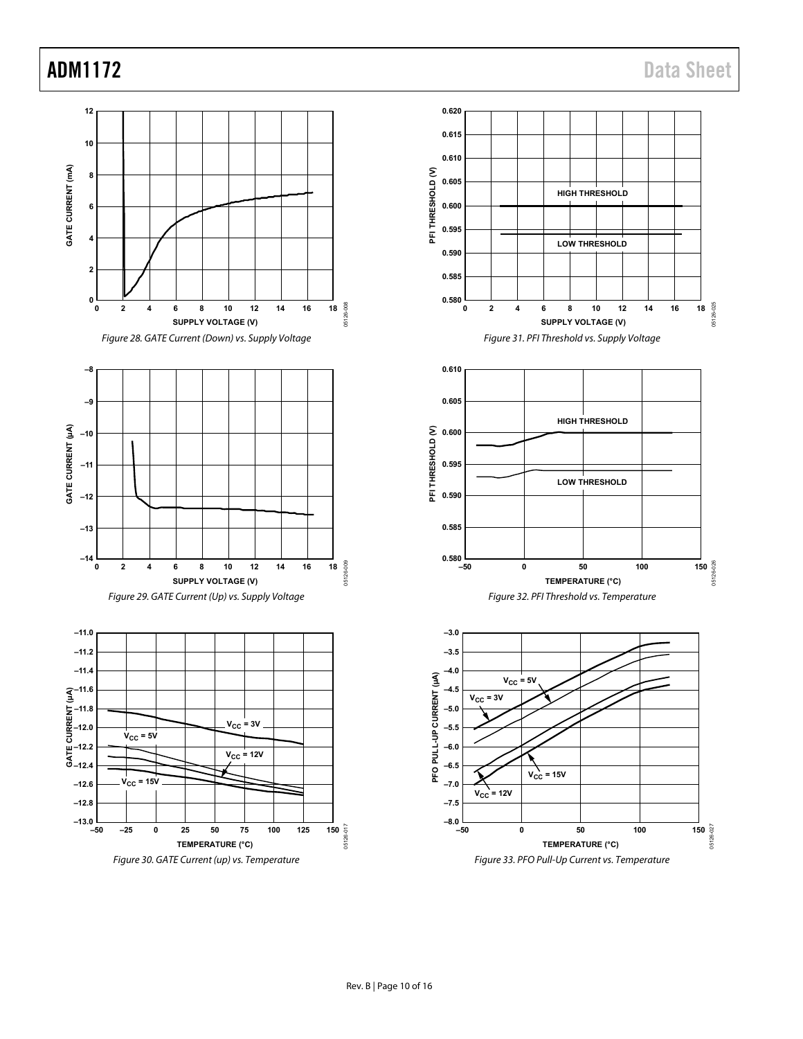Figure 28. GATE Current (Down) vs. Supply Voltage

Figure 29. GATE Current (Up) vs. Supply Voltage

Figure 30. GATE Current (up) vs. Temperature

Figure 31. PFI Threshold vs. Supply Voltage

Figure 32. PFI Threshold vs. Temperature

Figure 33. PFO Pull-Up Current vs. Temperature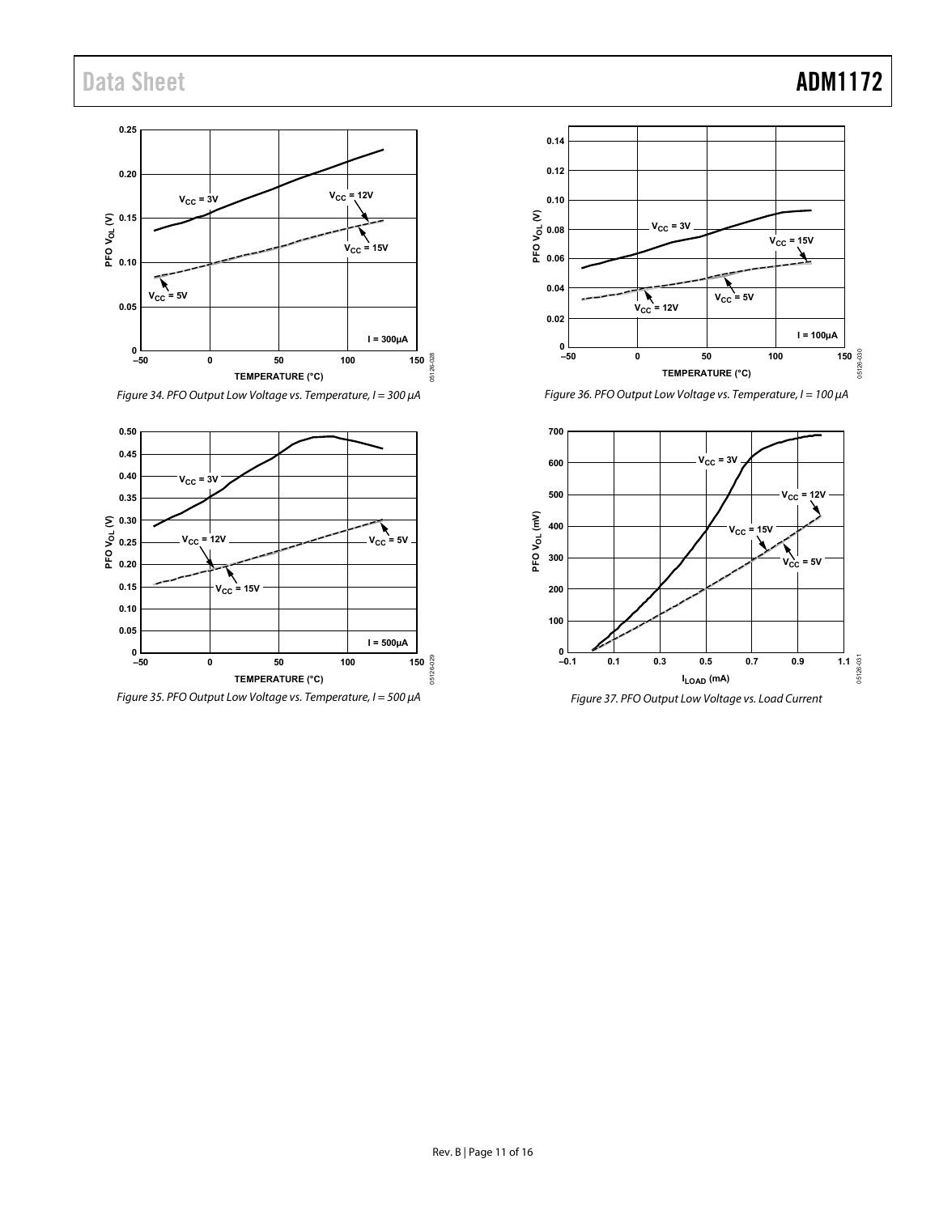Figure 34. PFO Output Low Voltage vs. Temperature, I = 300 μA

Figure 35. PFO Output Low Voltage vs. Temperature, I = 500 μA

Figure 36. PFO Output Low Voltage vs. Temperature, I = 100 μA

Figure 37. PFO Output Low Voltage vs. Load Current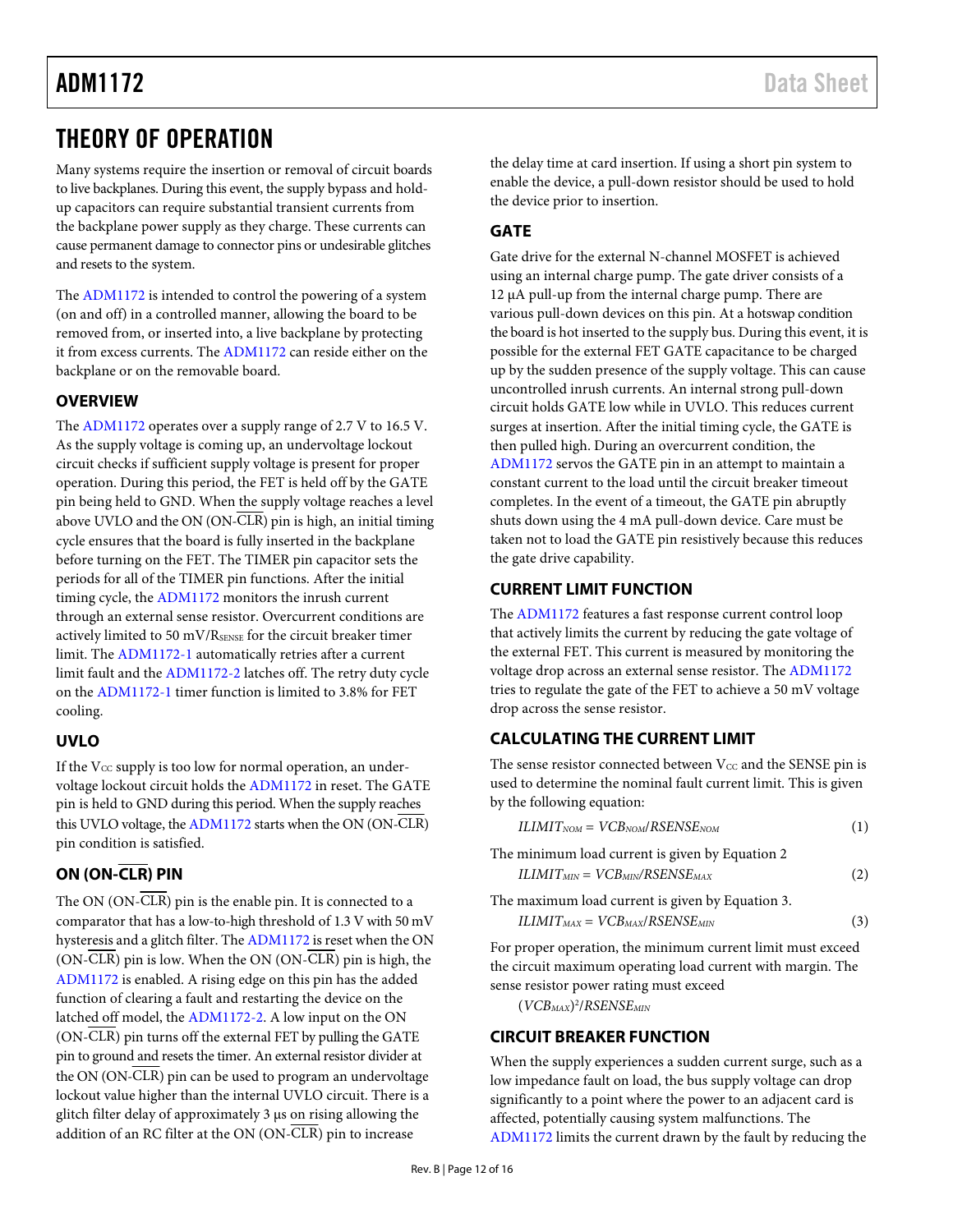# THEORY OF OPERATION

Many systems require the insertion or removal of circuit boards to live backplanes. During this event, the supply bypass and hold-up capacitors can require substantial transient currents from the backplane power supply as they charge. These currents can cause permanent damage to connector pins or undesirable glitches and resets to the system.

The ADM1172 is intended to control the powering of a system (on and off) in a controlled manner, allowing the board to be removed from, or inserted into, a live backplane by protecting it from excess currents. The ADM1172 can reside either on the backplane or on the removable board.

## OVERVIEW

The ADM1172 operates over a supply range of 2.7 V to 16.5 V. As the supply voltage is coming up, an undervoltage lockout circuit checks if sufficient supply voltage is present for proper operation. During this period, the FET is held off by the GATE pin being held to GND. When the supply voltage reaches a level above UVLO and the ON (ON-$\overline{\text{CLR}}$) pin is high, an initial timing cycle ensures that the board is fully inserted in the backplane before turning on the FET. The TIMER pin capacitor sets the periods for all of the TIMER pin functions. After the initial timing cycle, the ADM1172 monitors the inrush current through an external sense resistor. Overcurrent conditions are actively limited to 50 mV/$R_{SENSE}$ for the circuit breaker timer limit. The ADM1172-1 automatically retries after a current limit fault and the ADM1172-2 latches off. The retry duty cycle on the ADM1172-1 timer function is limited to 3.8% for FET cooling.

## UVLO

If the $V_{CC}$ supply is too low for normal operation, an undervoltage lockout circuit holds the ADM1172 in reset. The GATE pin is held to GND during this period. When the supply reaches this UVLO voltage, the ADM1172 starts when the ON (ON-$\overline{\text{CLR}}$) pin condition is satisfied.

## ON (ON-$\overline{\text{CLR}}$) PIN

The ON (ON-$\overline{\text{CLR}}$) pin is the enable pin. It is connected to a comparator that has a low-to-high threshold of 1.3 V with 50 mV hysteresis and a glitch filter. The ADM1172 is reset when the ON (ON-$\overline{\text{CLR}}$) pin is low. When the ON (ON-$\overline{\text{CLR}}$) pin is high, the ADM1172 is enabled. A rising edge on this pin has the added function of clearing a fault and restarting the device on the latched off model, the ADM1172-2. A low input on the ON (ON-$\overline{\text{CLR}}$) pin turns off the external FET by pulling the GATE pin to ground and resets the timer. An external resistor divider at the ON (ON-$\overline{\text{CLR}}$) pin can be used to program an undervoltage lockout value higher than the internal UVLO circuit. There is a glitch filter delay of approximately 3 µs on rising allowing the addition of an RC filter at the ON (ON-$\overline{\text{CLR}}$) pin to increase the delay time at card insertion. If using a short pin system to enable the device, a pull-down resistor should be used to hold the device prior to insertion.

## GATE

Gate drive for the external N-channel MOSFET is achieved using an internal charge pump. The gate driver consists of a 12 µA pull-up from the internal charge pump. There are various pull-down devices on this pin. At a hotswap condition the board is hot inserted to the supply bus. During this event, it is possible for the external FET GATE capacitance to be charged up by the sudden presence of the supply voltage. This can cause uncontrolled inrush currents. An internal strong pull-down circuit holds GATE low while in UVLO. This reduces current surges at insertion. After the initial timing cycle, the GATE is then pulled high. During an overcurrent condition, the ADM1172 servos the GATE pin in an attempt to maintain a constant current to the load until the circuit breaker timeout completes. In the event of a timeout, the GATE pin abruptly shuts down using the 4 mA pull-down device. Care must be taken not to load the GATE pin resistively because this reduces the gate drive capability.

## CURRENT LIMIT FUNCTION

The ADM1172 features a fast response current control loop that actively limits the current by reducing the gate voltage of the external FET. This current is measured by monitoring the voltage drop across an external sense resistor. The ADM1172 tries to regulate the gate of the FET to achieve a 50 mV voltage drop across the sense resistor.

## CALCULATING THE CURRENT LIMIT

The sense resistor connected between $V_{CC}$ and the SENSE pin is used to determine the nominal fault current limit. This is given by the following equation:

$$ILIMIT_{NOM} = VCB_{NOM}/RSENSE_{NOM} \quad (1)$$

The minimum load current is given by Equation 2

$$ILIMIT_{MIN} = VCB_{MIN}/RSENSE_{MAX} \quad (2)$$

The maximum load current is given by Equation 3.

$$ILIMIT_{MAX} = VCB_{MAX}/RSENSE_{MIN} \quad (3)$$

For proper operation, the minimum current limit must exceed the circuit maximum operating load current with margin. The sense resistor power rating must exceed

$$(VCB_{MAX})^2/RSENSE_{MIN}$$

## CIRCUIT BREAKER FUNCTION

When the supply experiences a sudden current surge, such as a low impedance fault on load, the bus supply voltage can drop significantly to a point where the power to an adjacent card is affected, potentially causing system malfunctions. The ADM1172 limits the current drawn by the fault by reducing the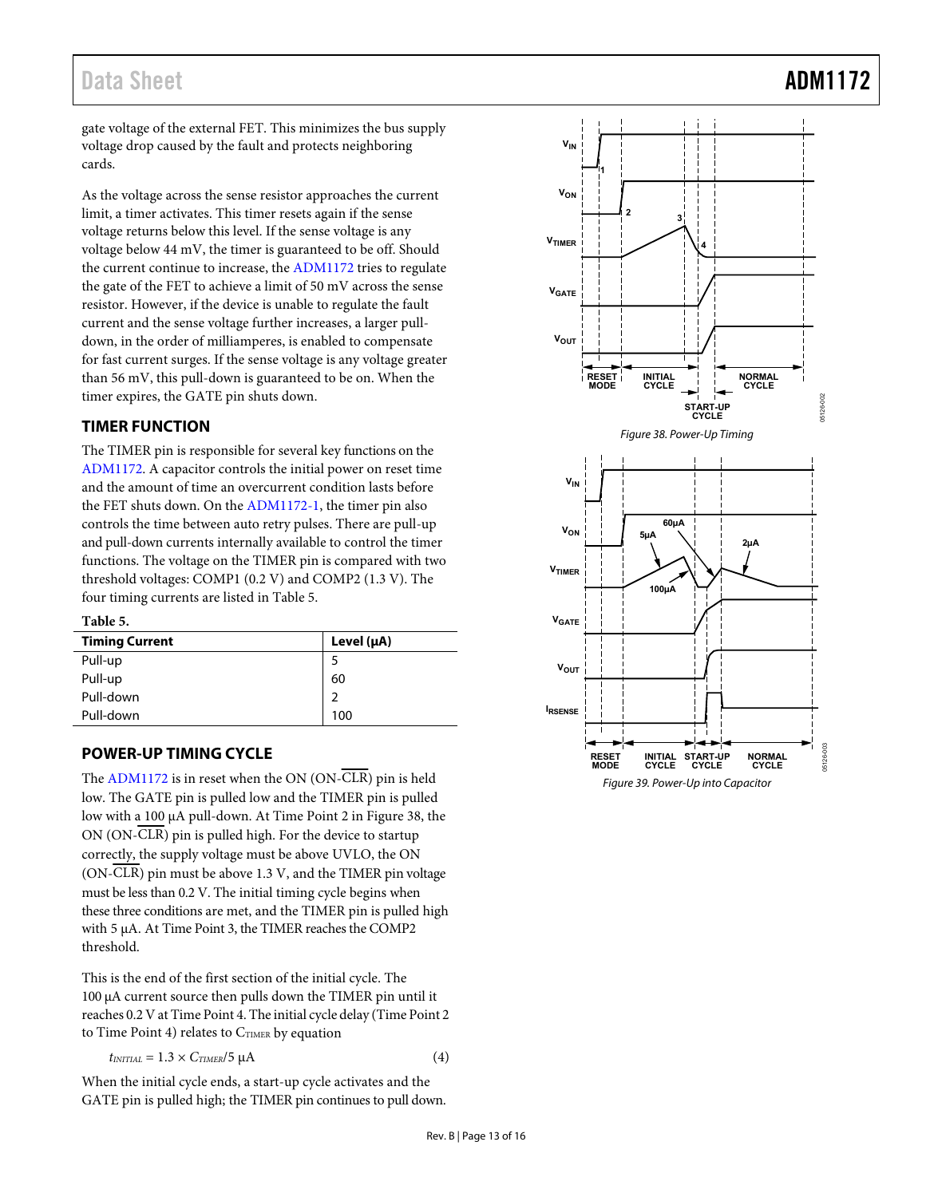gate voltage of the external FET. This minimizes the bus supply voltage drop caused by the fault and protects neighboring cards.

As the voltage across the sense resistor approaches the current limit, a timer activates. This timer resets again if the sense voltage returns below this level. If the sense voltage is any voltage below 44 mV, the timer is guaranteed to be off. Should the current continue to increase, the ADM1172 tries to regulate the gate of the FET to achieve a limit of 50 mV across the sense resistor. However, if the device is unable to regulate the fault current and the sense voltage further increases, a larger pull-down, in the order of milliamperes, is enabled to compensate for fast current surges. If the sense voltage is any voltage greater than 56 mV, this pull-down is guaranteed to be on. When the timer expires, the GATE pin shuts down.

## TIMER FUNCTION

The TIMER pin is responsible for several key functions on the ADM1172. A capacitor controls the initial power on reset time and the amount of time an overcurrent condition lasts before the FET shuts down. On the ADM1172-1, the timer pin also controls the time between auto retry pulses. There are pull-up and pull-down currents internally available to control the timer functions. The voltage on the TIMER pin is compared with two threshold voltages: COMP1 (0.2 V) and COMP2 (1.3 V). The four timing currents are listed in Table 5.

**Table 5.**

| Timing Current | Level (μA) |
|---|---|
| Pull-up | 5 |
| Pull-up | 60 |
| Pull-down | 2 |
| Pull-down | 100 |

## POWER-UP TIMING CYCLE

The ADM1172 is in reset when the ON (ON-$\overline{\text{CLR}}$) pin is held low. The GATE pin is pulled low and the TIMER pin is pulled low with a 100 μA pull-down. At Time Point 2 in Figure 38, the ON (ON-$\overline{\text{CLR}}$) pin is pulled high. For the device to startup correctly, the supply voltage must be above UVLO, the ON (ON-$\overline{\text{CLR}}$) pin must be above 1.3 V, and the TIMER pin voltage must be less than 0.2 V. The initial timing cycle begins when these three conditions are met, and the TIMER pin is pulled high with 5 μA. At Time Point 3, the TIMER reaches the COMP2 threshold.

This is the end of the first section of the initial cycle. The 100 μA current source then pulls down the TIMER pin until it reaches 0.2 V at Time Point 4. The initial cycle delay (Time Point 2 to Time Point 4) relates to $C_{TIMER}$ by equation

$$t_{INITIAL} = 1.3 \times C_{TIMER}/5\ \mu\text{A} \tag{4}$$

When the initial cycle ends, a start-up cycle activates and the GATE pin is pulled high; the TIMER pin continues to pull down.

Figure 38. Power-Up Timing

Figure 39. Power-Up into Capacitor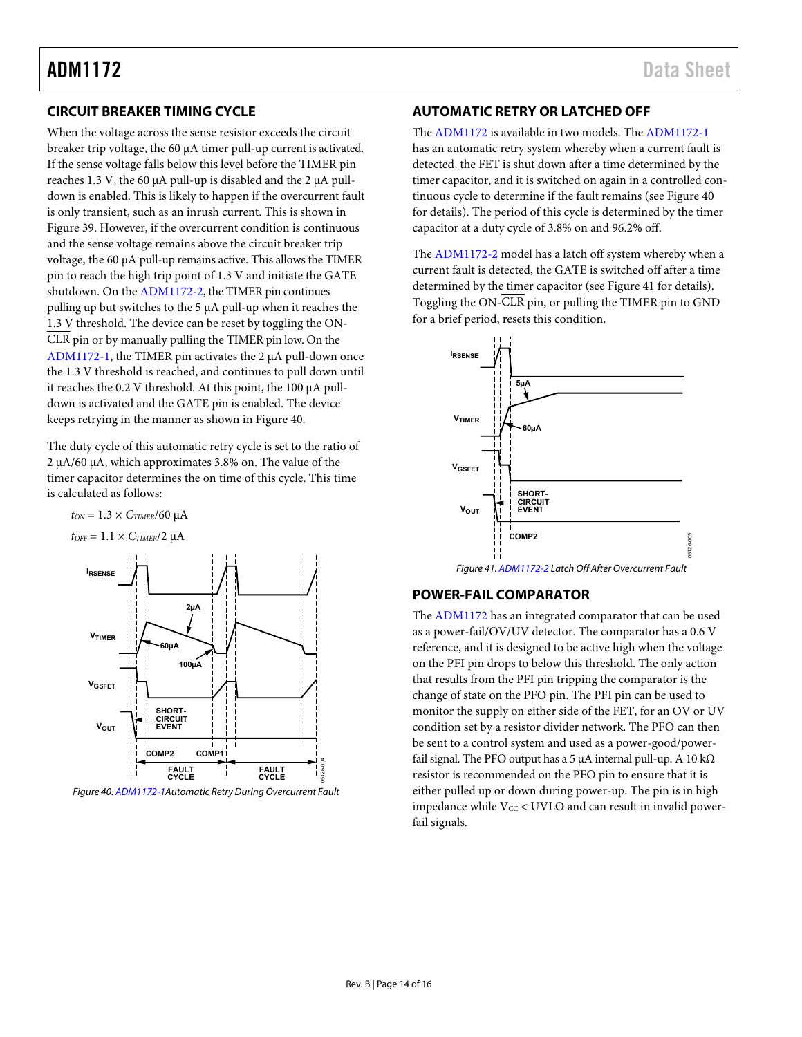## CIRCUIT BREAKER TIMING CYCLE

When the voltage across the sense resistor exceeds the circuit breaker trip voltage, the 60 µA timer pull-up current is activated. If the sense voltage falls below this level before the TIMER pin reaches 1.3 V, the 60 µA pull-up is disabled and the 2 µA pull-down is enabled. This is likely to happen if the overcurrent fault is only transient, such as an inrush current. This is shown in Figure 39. However, if the overcurrent condition is continuous and the sense voltage remains above the circuit breaker trip voltage, the 60 µA pull-up remains active. This allows the TIMER pin to reach the high trip point of 1.3 V and initiate the GATE shutdown. On the ADM1172-2, the TIMER pin continues pulling up but switches to the 5 µA pull-up when it reaches the 1.3 V threshold. The device can be reset by toggling the ON-$\overline{\text{CLR}}$ pin or by manually pulling the TIMER pin low. On the ADM1172-1, the TIMER pin activates the 2 µA pull-down once the 1.3 V threshold is reached, and continues to pull down until it reaches the 0.2 V threshold. At this point, the 100 µA pull-down is activated and the GATE pin is enabled. The device keeps retrying in the manner as shown in Figure 40.

The duty cycle of this automatic retry cycle is set to the ratio of 2 µA/60 µA, which approximates 3.8% on. The value of the timer capacitor determines the on time of this cycle. This time is calculated as follows:

$$t_{ON} = 1.3 \times C_{TIMER}/60\ \mu A$$

$$t_{OFF} = 1.1 \times C_{TIMER}/2\ \mu A$$

Figure 40. ADM1172-1 Automatic Retry During Overcurrent Fault

## AUTOMATIC RETRY OR LATCHED OFF

The ADM1172 is available in two models. The ADM1172-1 has an automatic retry system whereby when a current fault is detected, the FET is shut down after a time determined by the timer capacitor, and it is switched on again in a controlled continuous cycle to determine if the fault remains (see Figure 40 for details). The period of this cycle is determined by the timer capacitor at a duty cycle of 3.8% on and 96.2% off.

The ADM1172-2 model has a latch off system whereby when a current fault is detected, the GATE is switched off after a time determined by the timer capacitor (see Figure 41 for details). Toggling the ON-$\overline{\text{CLR}}$ pin, or pulling the TIMER pin to GND for a brief period, resets this condition.

Figure 41. ADM1172-2 Latch Off After Overcurrent Fault

## POWER-FAIL COMPARATOR

The ADM1172 has an integrated comparator that can be used as a power-fail/OV/UV detector. The comparator has a 0.6 V reference, and it is designed to be active high when the voltage on the PFI pin drops to below this threshold. The only action that results from the PFI pin tripping the comparator is the change of state on the PFO pin. The PFI pin can be used to monitor the supply on either side of the FET, for an OV or UV condition set by a resistor divider network. The PFO can then be sent to a control system and used as a power-good/power-fail signal. The PFO output has a 5 µA internal pull-up. A 10 kΩ resistor is recommended on the PFO pin to ensure that it is either pulled up or down during power-up. The pin is in high impedance while $V_{CC}$ < UVLO and can result in invalid power-fail signals.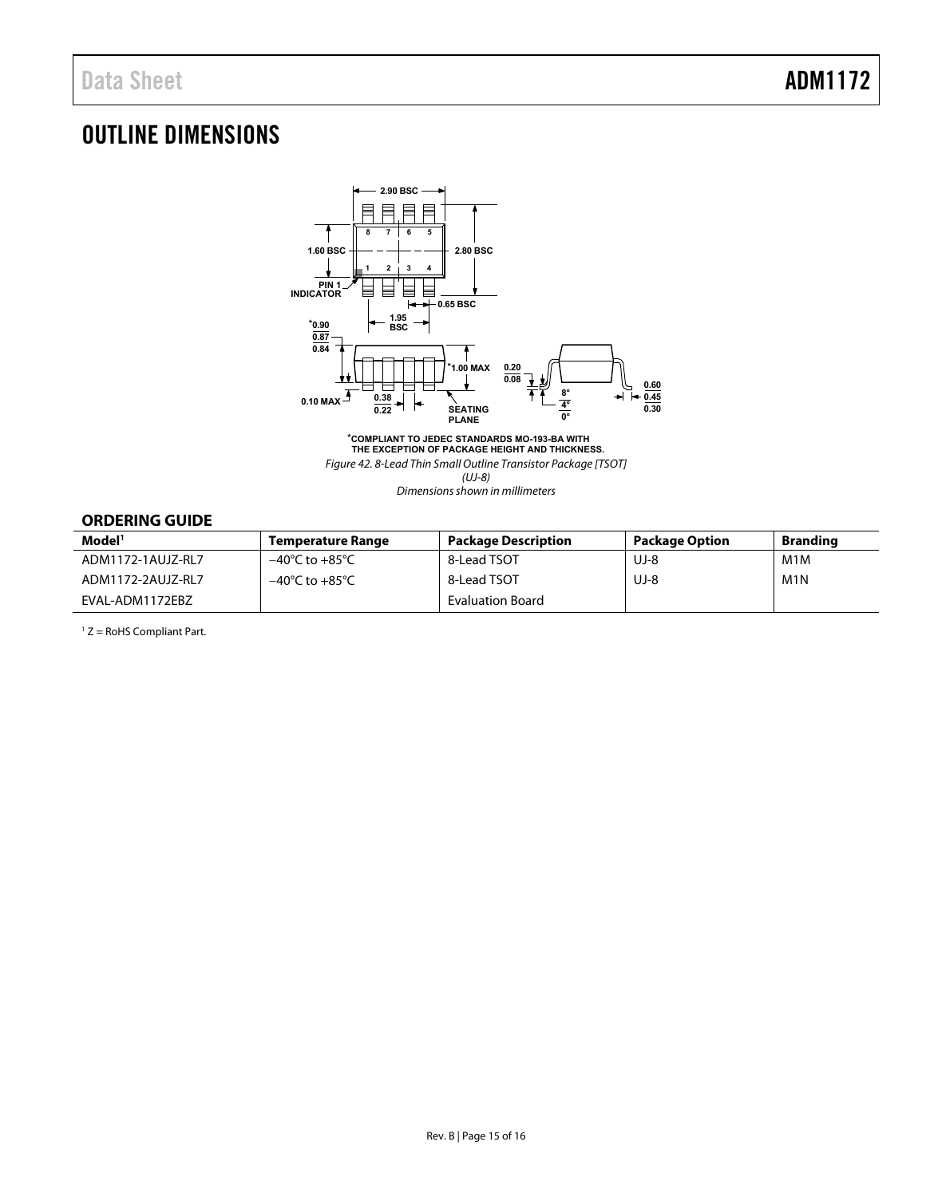# OUTLINE DIMENSIONS

*COMPLIANT TO JEDEC STANDARDS MO-193-BA WITH THE EXCEPTION OF PACKAGE HEIGHT AND THICKNESS.

*Figure 42. 8-Lead Thin Small Outline Transistor Package [TSOT] (UJ-8)*
*Dimensions shown in millimeters*

## ORDERING GUIDE

| Model[1] | Temperature Range | Package Description | Package Option | Branding |
|---|---|---|---|---|
| ADM1172-1AUJZ-RL7 | −40°C to +85°C | 8-Lead TSOT | UJ-8 | M1M |
| ADM1172-2AUJZ-RL7 | −40°C to +85°C | 8-Lead TSOT | UJ-8 | M1N |
| EVAL-ADM1172EBZ | | Evaluation Board | | |

[1] Z = RoHS Compliant Part.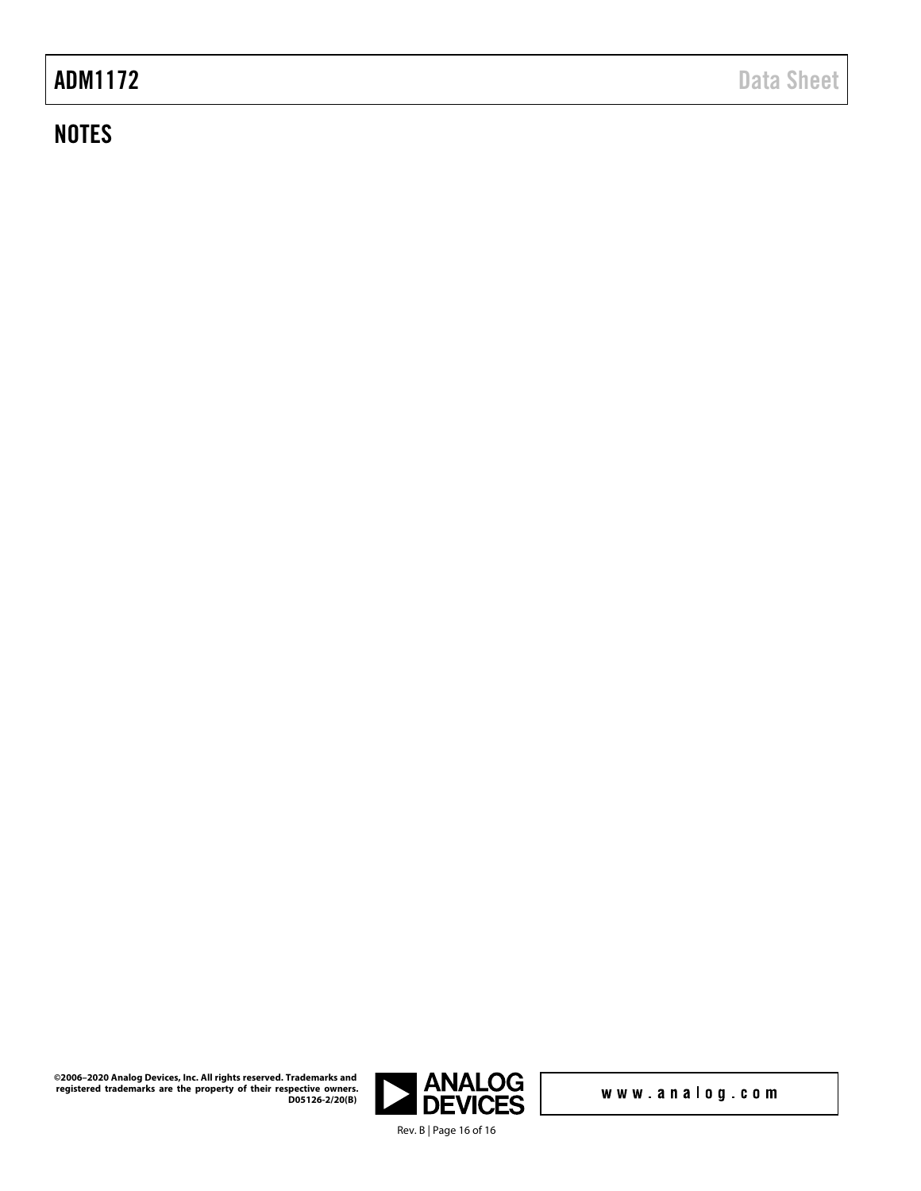## NOTES

©2006–2020 Analog Devices, Inc. All rights reserved. Trademarks and registered trademarks are the property of their respective owners.
D05126-2/20(B)

www.analog.com